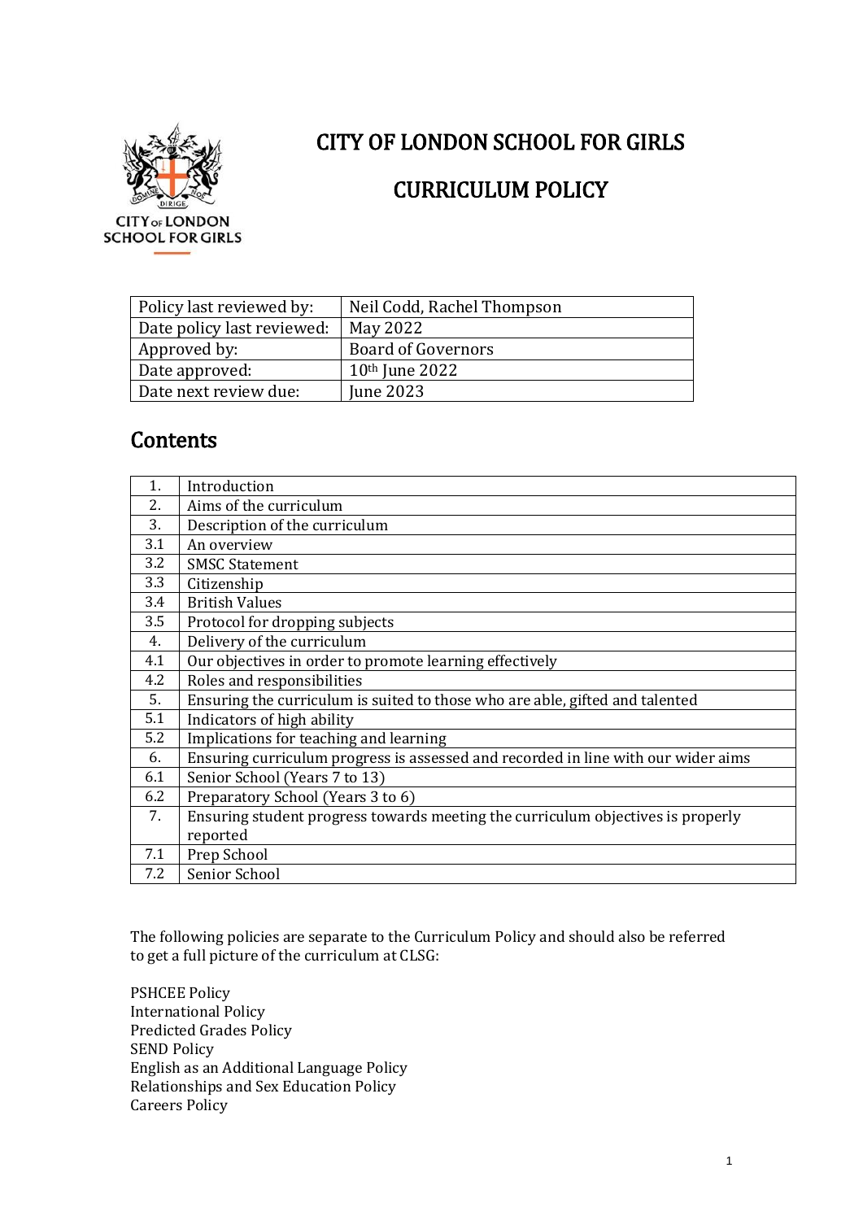# CITY OF LONDON SCHOOL FOR GIRLS

# CURRICULUM POLICY

| Policy last reviewed by: | Neil Codd, Rachel Thompson |
|---|---|
| Date policy last reviewed: | May 2022 |
| Approved by: | Board of Governors |
| Date approved: | 10th June 2022 |
| Date next review due: | June 2023 |

## Contents

| | |
|---|---|
| 1. | Introduction |
| 2. | Aims of the curriculum |
| 3. | Description of the curriculum |
| 3.1 | An overview |
| 3.2 | SMSC Statement |
| 3.3 | Citizenship |
| 3.4 | British Values |
| 3.5 | Protocol for dropping subjects |
| 4. | Delivery of the curriculum |
| 4.1 | Our objectives in order to promote learning effectively |
| 4.2 | Roles and responsibilities |
| 5. | Ensuring the curriculum is suited to those who are able, gifted and talented |
| 5.1 | Indicators of high ability |
| 5.2 | Implications for teaching and learning |
| 6. | Ensuring curriculum progress is assessed and recorded in line with our wider aims |
| 6.1 | Senior School (Years 7 to 13) |
| 6.2 | Preparatory School (Years 3 to 6) |
| 7. | Ensuring student progress towards meeting the curriculum objectives is properly reported |
| 7.1 | Prep School |
| 7.2 | Senior School |

The following policies are separate to the Curriculum Policy and should also be referred to get a full picture of the curriculum at CLSG:

PSHCEE Policy
International Policy
Predicted Grades Policy
SEND Policy
English as an Additional Language Policy
Relationships and Sex Education Policy
Careers Policy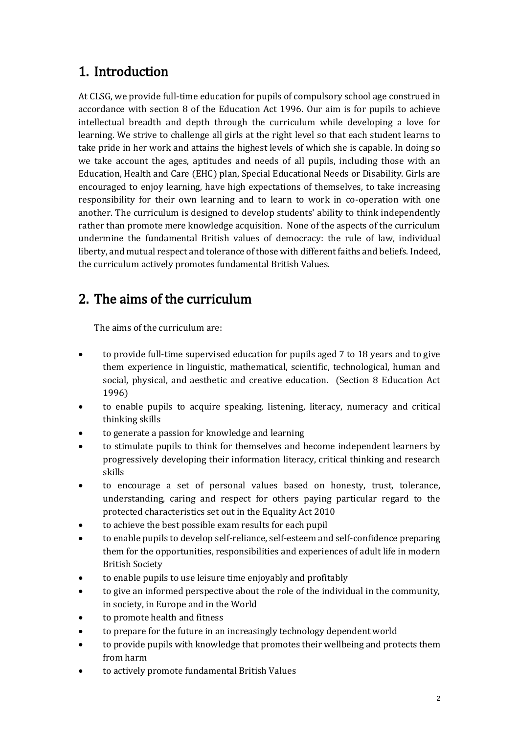## 1. Introduction

At CLSG, we provide full-time education for pupils of compulsory school age construed in accordance with section 8 of the Education Act 1996. Our aim is for pupils to achieve intellectual breadth and depth through the curriculum while developing a love for learning. We strive to challenge all girls at the right level so that each student learns to take pride in her work and attains the highest levels of which she is capable. In doing so we take account the ages, aptitudes and needs of all pupils, including those with an Education, Health and Care (EHC) plan, Special Educational Needs or Disability. Girls are encouraged to enjoy learning, have high expectations of themselves, to take increasing responsibility for their own learning and to learn to work in co-operation with one another. The curriculum is designed to develop students' ability to think independently rather than promote mere knowledge acquisition. None of the aspects of the curriculum undermine the fundamental British values of democracy: the rule of law, individual liberty, and mutual respect and tolerance of those with different faiths and beliefs. Indeed, the curriculum actively promotes fundamental British Values.

## 2. The aims of the curriculum

The aims of the curriculum are:

- to provide full-time supervised education for pupils aged 7 to 18 years and to give them experience in linguistic, mathematical, scientific, technological, human and social, physical, and aesthetic and creative education. (Section 8 Education Act 1996)
- to enable pupils to acquire speaking, listening, literacy, numeracy and critical thinking skills
- to generate a passion for knowledge and learning
- to stimulate pupils to think for themselves and become independent learners by progressively developing their information literacy, critical thinking and research skills
- to encourage a set of personal values based on honesty, trust, tolerance, understanding, caring and respect for others paying particular regard to the protected characteristics set out in the Equality Act 2010
- to achieve the best possible exam results for each pupil
- to enable pupils to develop self-reliance, self-esteem and self-confidence preparing them for the opportunities, responsibilities and experiences of adult life in modern British Society
- to enable pupils to use leisure time enjoyably and profitably
- to give an informed perspective about the role of the individual in the community, in society, in Europe and in the World
- to promote health and fitness
- to prepare for the future in an increasingly technology dependent world
- to provide pupils with knowledge that promotes their wellbeing and protects them from harm
- to actively promote fundamental British Values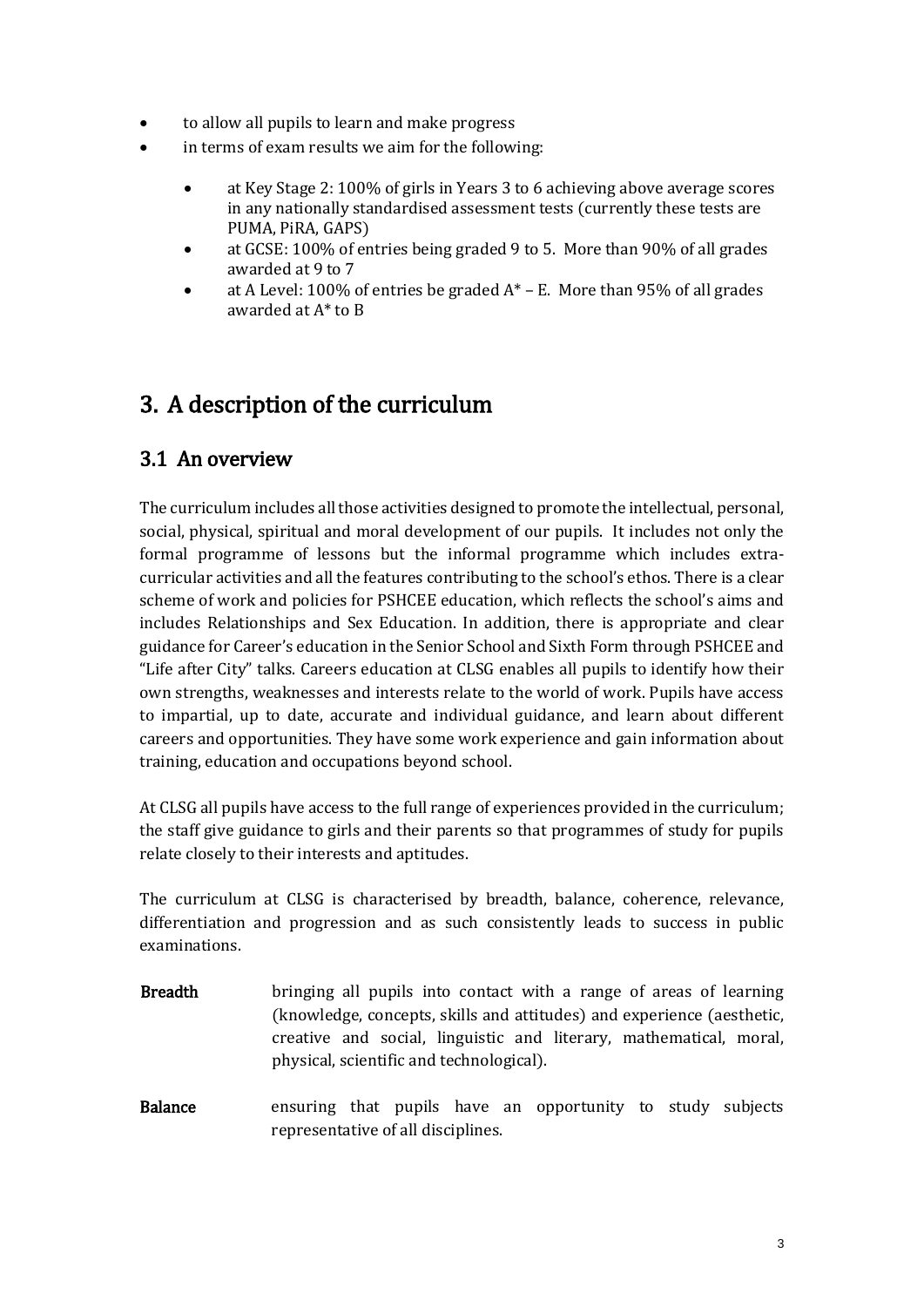- to allow all pupils to learn and make progress
- in terms of exam results we aim for the following:
    - at Key Stage 2: 100% of girls in Years 3 to 6 achieving above average scores in any nationally standardised assessment tests (currently these tests are PUMA, PiRA, GAPS)
    - at GCSE: 100% of entries being graded 9 to 5. More than 90% of all grades awarded at 9 to 7
    - at A Level: 100% of entries be graded A* – E. More than 95% of all grades awarded at A* to B

# 3. A description of the curriculum

## 3.1 An overview

The curriculum includes all those activities designed to promote the intellectual, personal, social, physical, spiritual and moral development of our pupils. It includes not only the formal programme of lessons but the informal programme which includes extra-curricular activities and all the features contributing to the school's ethos. There is a clear scheme of work and policies for PSHCEE education, which reflects the school's aims and includes Relationships and Sex Education. In addition, there is appropriate and clear guidance for Career's education in the Senior School and Sixth Form through PSHCEE and "Life after City" talks. Careers education at CLSG enables all pupils to identify how their own strengths, weaknesses and interests relate to the world of work. Pupils have access to impartial, up to date, accurate and individual guidance, and learn about different careers and opportunities. They have some work experience and gain information about training, education and occupations beyond school.

At CLSG all pupils have access to the full range of experiences provided in the curriculum; the staff give guidance to girls and their parents so that programmes of study for pupils relate closely to their interests and aptitudes.

The curriculum at CLSG is characterised by breadth, balance, coherence, relevance, differentiation and progression and as such consistently leads to success in public examinations.

**Breadth** bringing all pupils into contact with a range of areas of learning (knowledge, concepts, skills and attitudes) and experience (aesthetic, creative and social, linguistic and literary, mathematical, moral, physical, scientific and technological).

**Balance** ensuring that pupils have an opportunity to study subjects representative of all disciplines.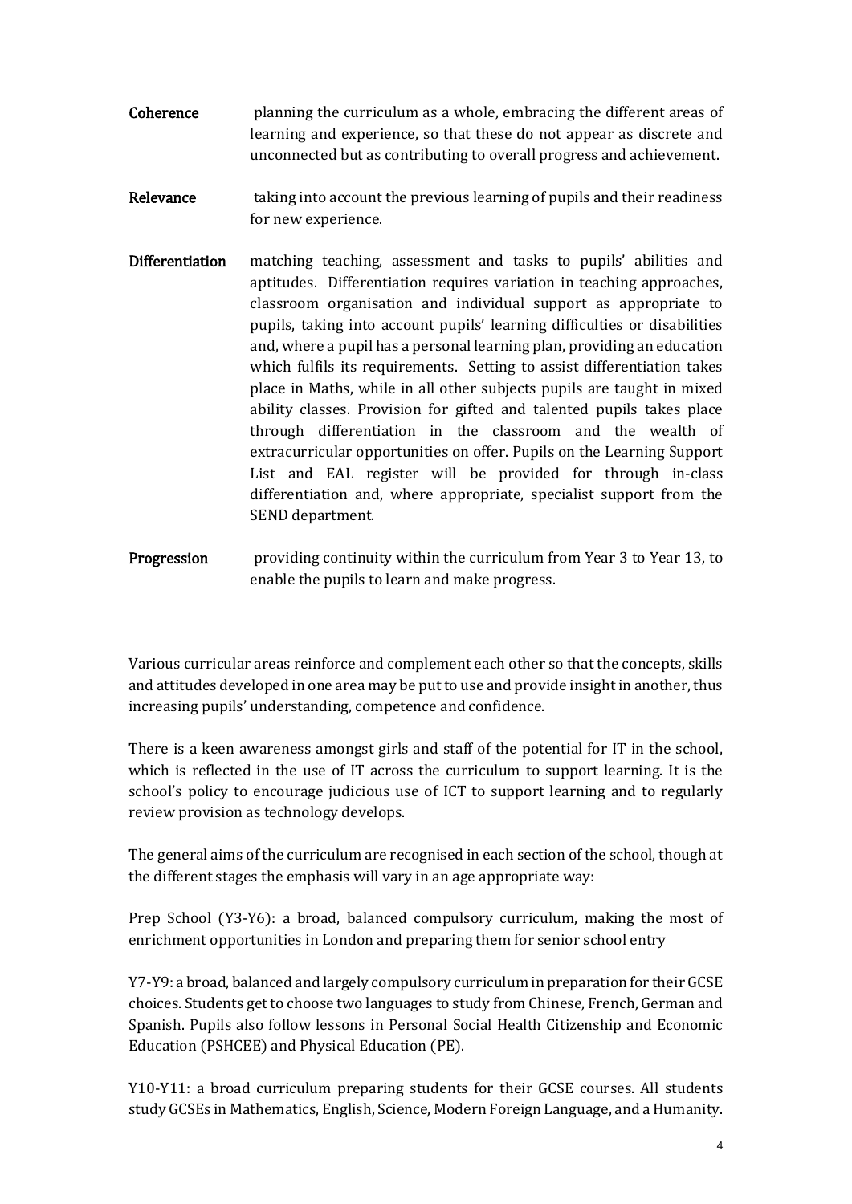**Coherence** planning the curriculum as a whole, embracing the different areas of learning and experience, so that these do not appear as discrete and unconnected but as contributing to overall progress and achievement.

**Relevance** taking into account the previous learning of pupils and their readiness for new experience.

**Differentiation** matching teaching, assessment and tasks to pupils' abilities and aptitudes. Differentiation requires variation in teaching approaches, classroom organisation and individual support as appropriate to pupils, taking into account pupils' learning difficulties or disabilities and, where a pupil has a personal learning plan, providing an education which fulfils its requirements. Setting to assist differentiation takes place in Maths, while in all other subjects pupils are taught in mixed ability classes. Provision for gifted and talented pupils takes place through differentiation in the classroom and the wealth of extracurricular opportunities on offer. Pupils on the Learning Support List and EAL register will be provided for through in-class differentiation and, where appropriate, specialist support from the SEND department.

**Progression** providing continuity within the curriculum from Year 3 to Year 13, to enable the pupils to learn and make progress.

Various curricular areas reinforce and complement each other so that the concepts, skills and attitudes developed in one area may be put to use and provide insight in another, thus increasing pupils' understanding, competence and confidence.

There is a keen awareness amongst girls and staff of the potential for IT in the school, which is reflected in the use of IT across the curriculum to support learning. It is the school's policy to encourage judicious use of ICT to support learning and to regularly review provision as technology develops.

The general aims of the curriculum are recognised in each section of the school, though at the different stages the emphasis will vary in an age appropriate way:

Prep School (Y3-Y6): a broad, balanced compulsory curriculum, making the most of enrichment opportunities in London and preparing them for senior school entry

Y7-Y9: a broad, balanced and largely compulsory curriculum in preparation for their GCSE choices. Students get to choose two languages to study from Chinese, French, German and Spanish. Pupils also follow lessons in Personal Social Health Citizenship and Economic Education (PSHCEE) and Physical Education (PE).

Y10-Y11: a broad curriculum preparing students for their GCSE courses. All students study GCSEs in Mathematics, English, Science, Modern Foreign Language, and a Humanity.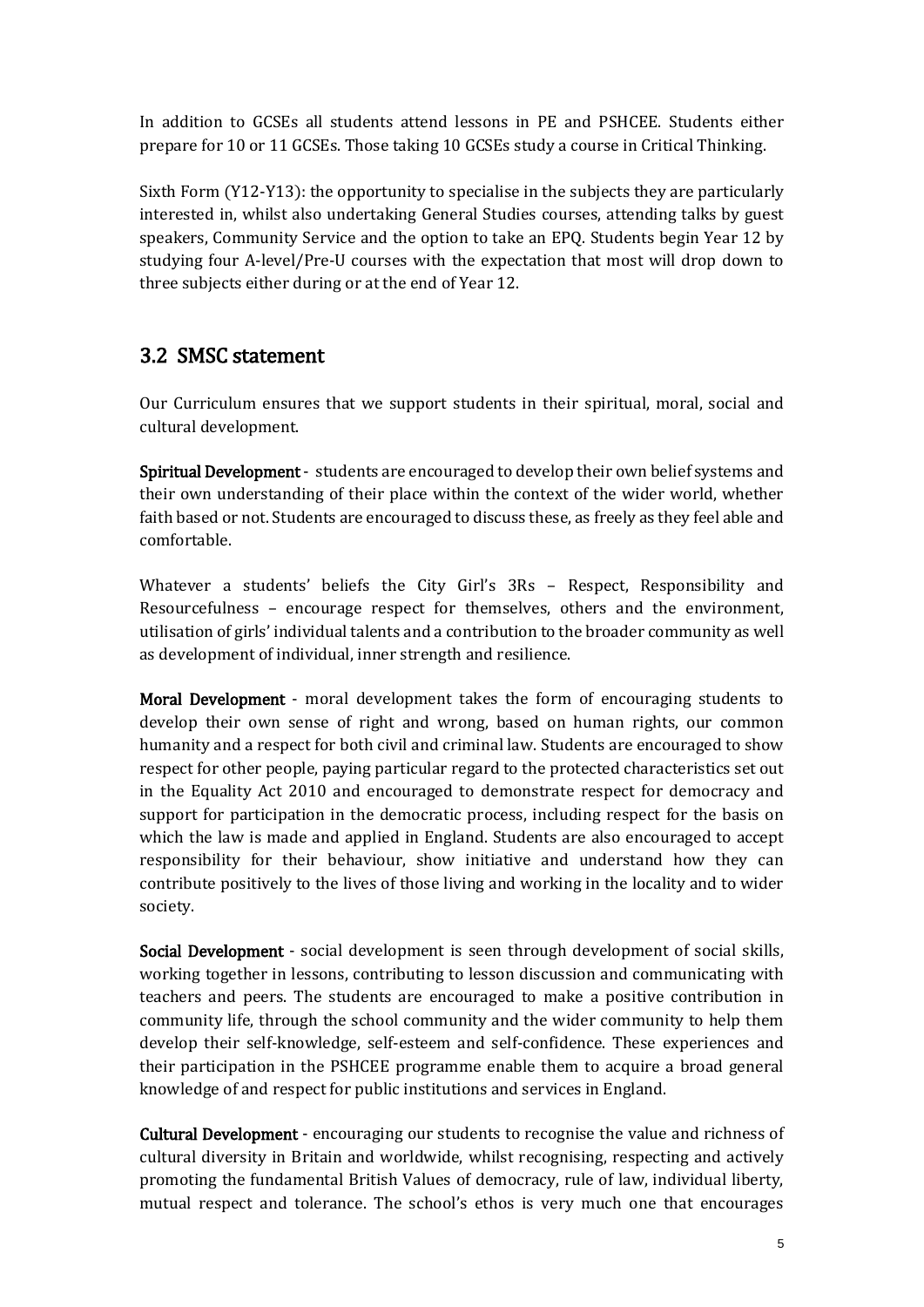In addition to GCSEs all students attend lessons in PE and PSHCEE. Students either prepare for 10 or 11 GCSEs. Those taking 10 GCSEs study a course in Critical Thinking.

Sixth Form (Y12-Y13): the opportunity to specialise in the subjects they are particularly interested in, whilst also undertaking General Studies courses, attending talks by guest speakers, Community Service and the option to take an EPQ. Students begin Year 12 by studying four A-level/Pre-U courses with the expectation that most will drop down to three subjects either during or at the end of Year 12.

## 3.2 SMSC statement

Our Curriculum ensures that we support students in their spiritual, moral, social and cultural development.

**Spiritual Development** - students are encouraged to develop their own belief systems and their own understanding of their place within the context of the wider world, whether faith based or not. Students are encouraged to discuss these, as freely as they feel able and comfortable.

Whatever a students' beliefs the City Girl's 3Rs – Respect, Responsibility and Resourcefulness – encourage respect for themselves, others and the environment, utilisation of girls' individual talents and a contribution to the broader community as well as development of individual, inner strength and resilience.

**Moral Development** - moral development takes the form of encouraging students to develop their own sense of right and wrong, based on human rights, our common humanity and a respect for both civil and criminal law. Students are encouraged to show respect for other people, paying particular regard to the protected characteristics set out in the Equality Act 2010 and encouraged to demonstrate respect for democracy and support for participation in the democratic process, including respect for the basis on which the law is made and applied in England. Students are also encouraged to accept responsibility for their behaviour, show initiative and understand how they can contribute positively to the lives of those living and working in the locality and to wider society.

**Social Development** - social development is seen through development of social skills, working together in lessons, contributing to lesson discussion and communicating with teachers and peers. The students are encouraged to make a positive contribution in community life, through the school community and the wider community to help them develop their self-knowledge, self-esteem and self-confidence. These experiences and their participation in the PSHCEE programme enable them to acquire a broad general knowledge of and respect for public institutions and services in England.

**Cultural Development** - encouraging our students to recognise the value and richness of cultural diversity in Britain and worldwide, whilst recognising, respecting and actively promoting the fundamental British Values of democracy, rule of law, individual liberty, mutual respect and tolerance. The school's ethos is very much one that encourages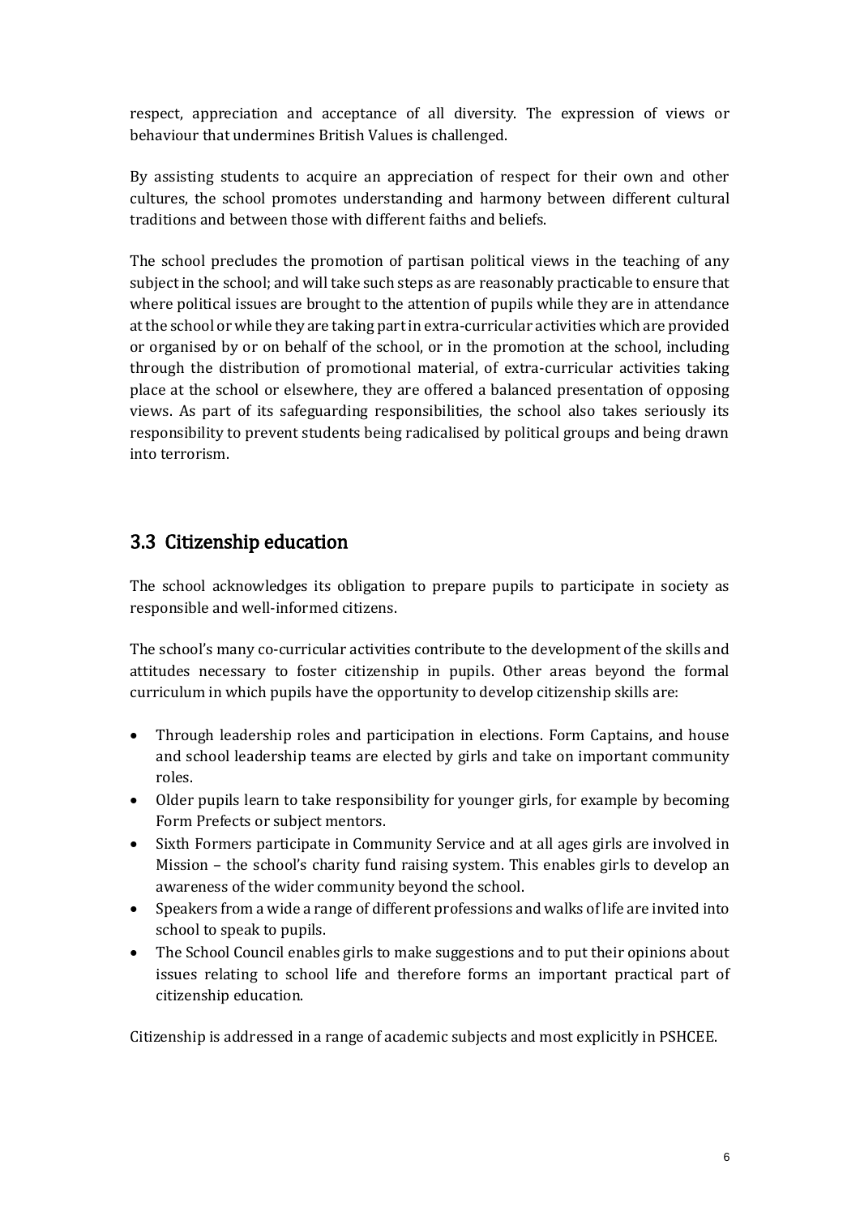respect, appreciation and acceptance of all diversity. The expression of views or behaviour that undermines British Values is challenged.

By assisting students to acquire an appreciation of respect for their own and other cultures, the school promotes understanding and harmony between different cultural traditions and between those with different faiths and beliefs.

The school precludes the promotion of partisan political views in the teaching of any subject in the school; and will take such steps as are reasonably practicable to ensure that where political issues are brought to the attention of pupils while they are in attendance at the school or while they are taking part in extra-curricular activities which are provided or organised by or on behalf of the school, or in the promotion at the school, including through the distribution of promotional material, of extra-curricular activities taking place at the school or elsewhere, they are offered a balanced presentation of opposing views. As part of its safeguarding responsibilities, the school also takes seriously its responsibility to prevent students being radicalised by political groups and being drawn into terrorism.

## 3.3 Citizenship education

The school acknowledges its obligation to prepare pupils to participate in society as responsible and well-informed citizens.

The school's many co-curricular activities contribute to the development of the skills and attitudes necessary to foster citizenship in pupils. Other areas beyond the formal curriculum in which pupils have the opportunity to develop citizenship skills are:

- Through leadership roles and participation in elections. Form Captains, and house and school leadership teams are elected by girls and take on important community roles.
- Older pupils learn to take responsibility for younger girls, for example by becoming Form Prefects or subject mentors.
- Sixth Formers participate in Community Service and at all ages girls are involved in Mission – the school's charity fund raising system. This enables girls to develop an awareness of the wider community beyond the school.
- Speakers from a wide a range of different professions and walks of life are invited into school to speak to pupils.
- The School Council enables girls to make suggestions and to put their opinions about issues relating to school life and therefore forms an important practical part of citizenship education.

Citizenship is addressed in a range of academic subjects and most explicitly in PSHCEE.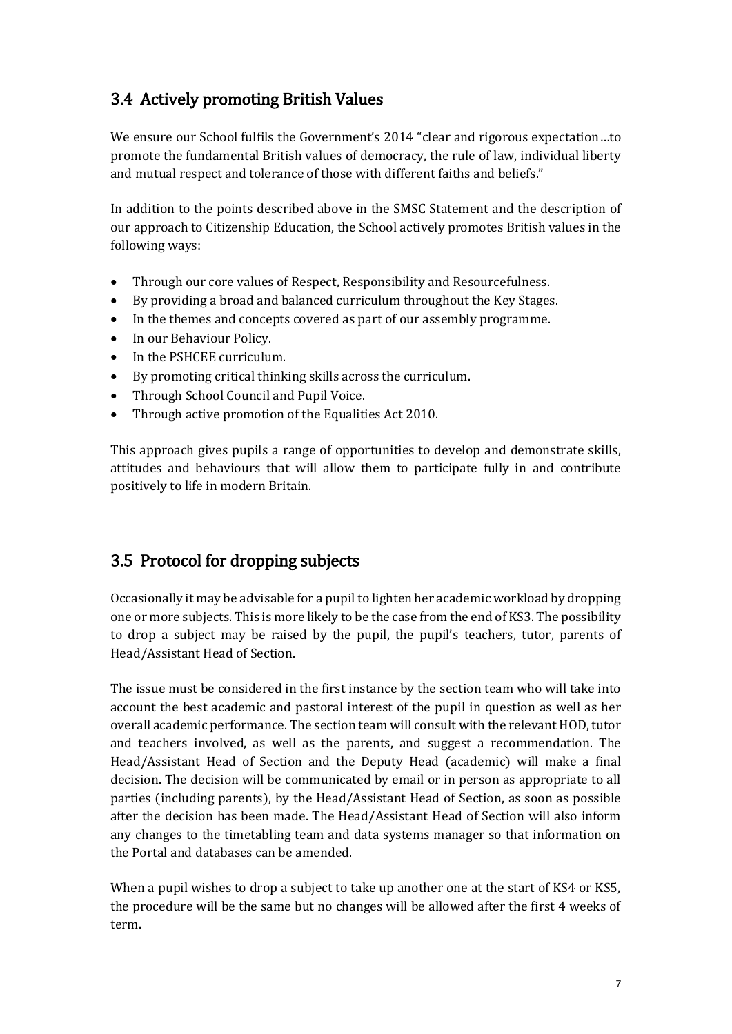## 3.4 Actively promoting British Values

We ensure our School fulfils the Government's 2014 "clear and rigorous expectation…to promote the fundamental British values of democracy, the rule of law, individual liberty and mutual respect and tolerance of those with different faiths and beliefs."

In addition to the points described above in the SMSC Statement and the description of our approach to Citizenship Education, the School actively promotes British values in the following ways:

- Through our core values of Respect, Responsibility and Resourcefulness.
- By providing a broad and balanced curriculum throughout the Key Stages.
- In the themes and concepts covered as part of our assembly programme.
- In our Behaviour Policy.
- In the PSHCEE curriculum.
- By promoting critical thinking skills across the curriculum.
- Through School Council and Pupil Voice.
- Through active promotion of the Equalities Act 2010.

This approach gives pupils a range of opportunities to develop and demonstrate skills, attitudes and behaviours that will allow them to participate fully in and contribute positively to life in modern Britain.

## 3.5 Protocol for dropping subjects

Occasionally it may be advisable for a pupil to lighten her academic workload by dropping one or more subjects. This is more likely to be the case from the end of KS3. The possibility to drop a subject may be raised by the pupil, the pupil's teachers, tutor, parents of Head/Assistant Head of Section.

The issue must be considered in the first instance by the section team who will take into account the best academic and pastoral interest of the pupil in question as well as her overall academic performance. The section team will consult with the relevant HOD, tutor and teachers involved, as well as the parents, and suggest a recommendation. The Head/Assistant Head of Section and the Deputy Head (academic) will make a final decision. The decision will be communicated by email or in person as appropriate to all parties (including parents), by the Head/Assistant Head of Section, as soon as possible after the decision has been made. The Head/Assistant Head of Section will also inform any changes to the timetabling team and data systems manager so that information on the Portal and databases can be amended.

When a pupil wishes to drop a subject to take up another one at the start of KS4 or KS5, the procedure will be the same but no changes will be allowed after the first 4 weeks of term.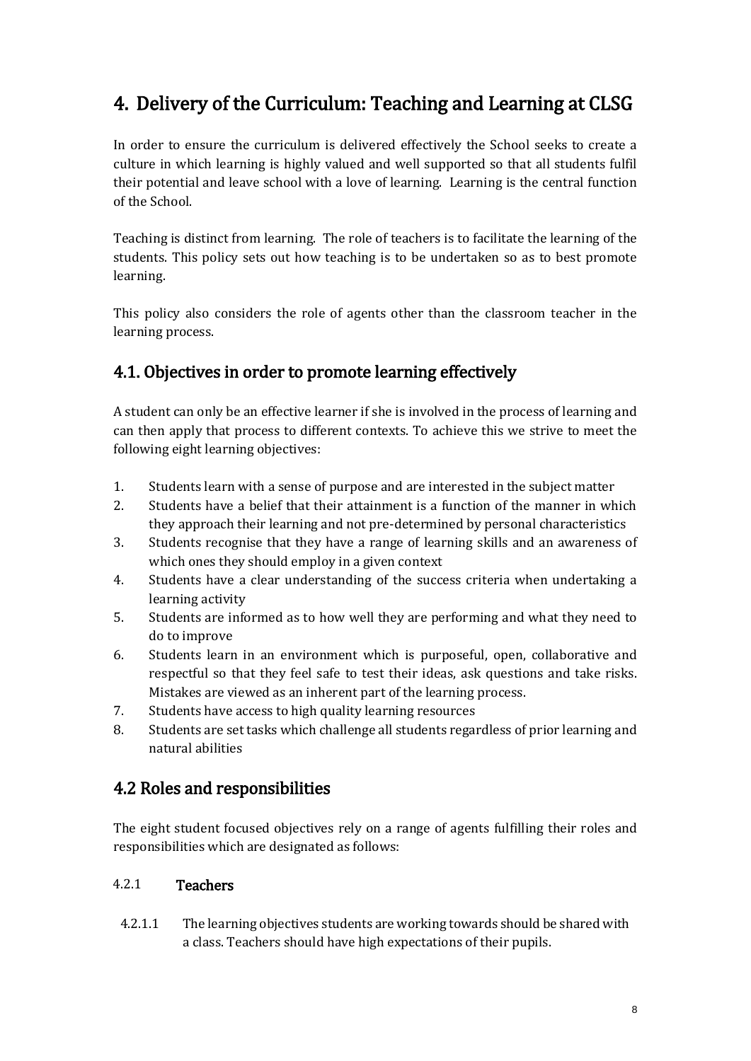# 4. Delivery of the Curriculum: Teaching and Learning at CLSG

In order to ensure the curriculum is delivered effectively the School seeks to create a culture in which learning is highly valued and well supported so that all students fulfil their potential and leave school with a love of learning. Learning is the central function of the School.

Teaching is distinct from learning. The role of teachers is to facilitate the learning of the students. This policy sets out how teaching is to be undertaken so as to best promote learning.

This policy also considers the role of agents other than the classroom teacher in the learning process.

## 4.1. Objectives in order to promote learning effectively

A student can only be an effective learner if she is involved in the process of learning and can then apply that process to different contexts. To achieve this we strive to meet the following eight learning objectives:

1. Students learn with a sense of purpose and are interested in the subject matter
2. Students have a belief that their attainment is a function of the manner in which they approach their learning and not pre-determined by personal characteristics
3. Students recognise that they have a range of learning skills and an awareness of which ones they should employ in a given context
4. Students have a clear understanding of the success criteria when undertaking a learning activity
5. Students are informed as to how well they are performing and what they need to do to improve
6. Students learn in an environment which is purposeful, open, collaborative and respectful so that they feel safe to test their ideas, ask questions and take risks. Mistakes are viewed as an inherent part of the learning process.
7. Students have access to high quality learning resources
8. Students are set tasks which challenge all students regardless of prior learning and natural abilities

## 4.2 Roles and responsibilities

The eight student focused objectives rely on a range of agents fulfilling their roles and responsibilities which are designated as follows:

### 4.2.1 Teachers

4.2.1.1 The learning objectives students are working towards should be shared with a class. Teachers should have high expectations of their pupils.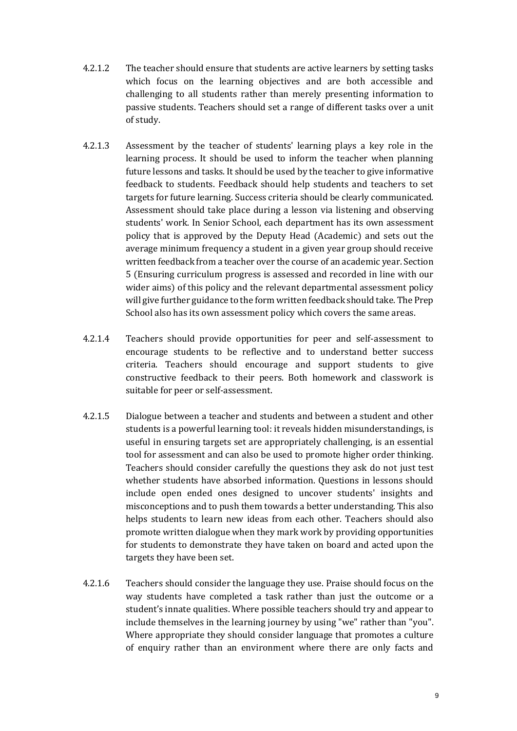4.2.1.2 The teacher should ensure that students are active learners by setting tasks which focus on the learning objectives and are both accessible and challenging to all students rather than merely presenting information to passive students. Teachers should set a range of different tasks over a unit of study.

4.2.1.3 Assessment by the teacher of students' learning plays a key role in the learning process. It should be used to inform the teacher when planning future lessons and tasks. It should be used by the teacher to give informative feedback to students. Feedback should help students and teachers to set targets for future learning. Success criteria should be clearly communicated. Assessment should take place during a lesson via listening and observing students' work. In Senior School, each department has its own assessment policy that is approved by the Deputy Head (Academic) and sets out the average minimum frequency a student in a given year group should receive written feedback from a teacher over the course of an academic year. Section 5 (Ensuring curriculum progress is assessed and recorded in line with our wider aims) of this policy and the relevant departmental assessment policy will give further guidance to the form written feedback should take. The Prep School also has its own assessment policy which covers the same areas.

4.2.1.4 Teachers should provide opportunities for peer and self-assessment to encourage students to be reflective and to understand better success criteria. Teachers should encourage and support students to give constructive feedback to their peers. Both homework and classwork is suitable for peer or self-assessment.

4.2.1.5 Dialogue between a teacher and students and between a student and other students is a powerful learning tool: it reveals hidden misunderstandings, is useful in ensuring targets set are appropriately challenging, is an essential tool for assessment and can also be used to promote higher order thinking. Teachers should consider carefully the questions they ask do not just test whether students have absorbed information. Questions in lessons should include open ended ones designed to uncover students' insights and misconceptions and to push them towards a better understanding. This also helps students to learn new ideas from each other. Teachers should also promote written dialogue when they mark work by providing opportunities for students to demonstrate they have taken on board and acted upon the targets they have been set.

4.2.1.6 Teachers should consider the language they use. Praise should focus on the way students have completed a task rather than just the outcome or a student's innate qualities. Where possible teachers should try and appear to include themselves in the learning journey by using "we" rather than "you". Where appropriate they should consider language that promotes a culture of enquiry rather than an environment where there are only facts and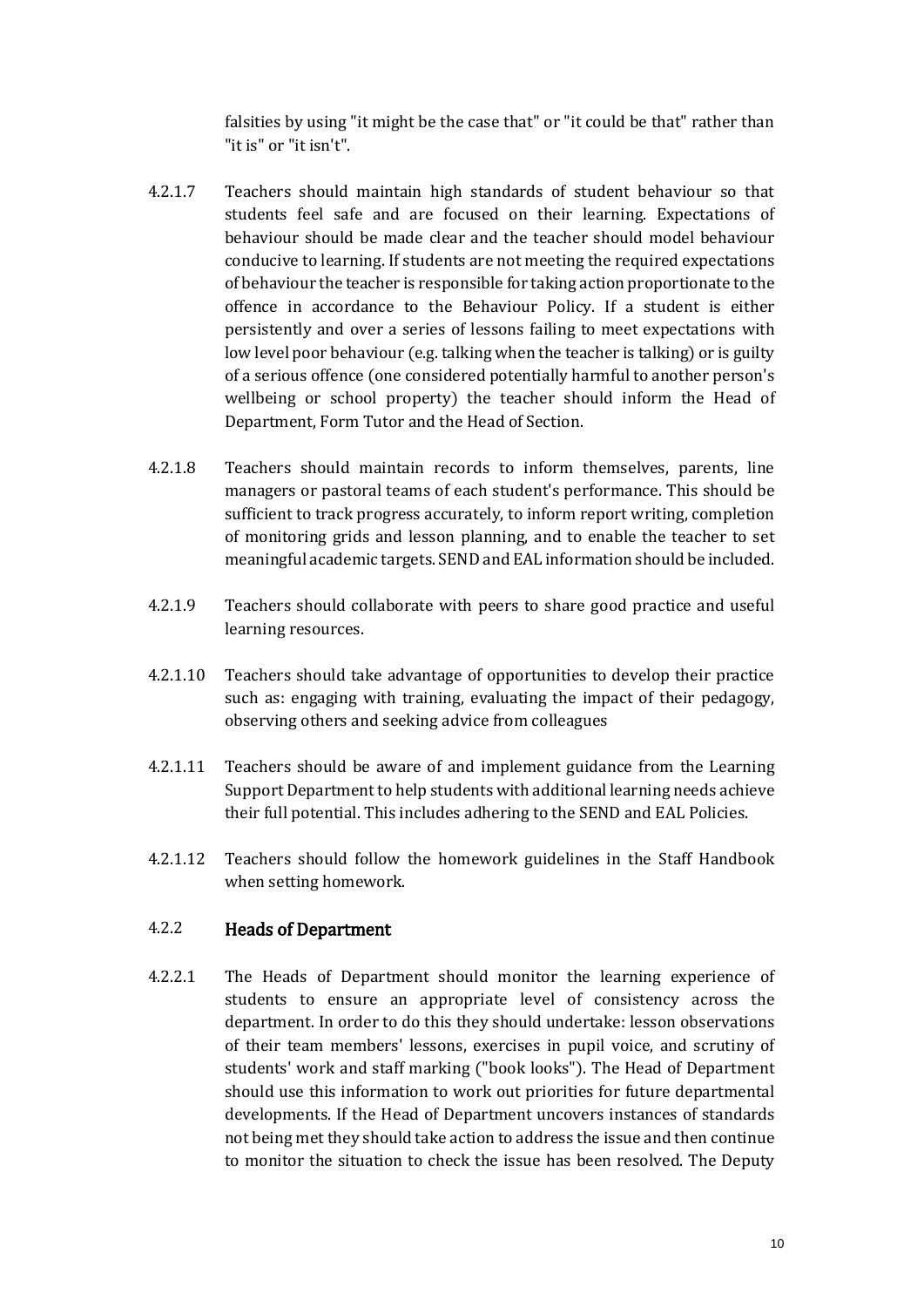falsities by using "it might be the case that" or "it could be that" rather than "it is" or "it isn't".

4.2.1.7 Teachers should maintain high standards of student behaviour so that students feel safe and are focused on their learning. Expectations of behaviour should be made clear and the teacher should model behaviour conducive to learning. If students are not meeting the required expectations of behaviour the teacher is responsible for taking action proportionate to the offence in accordance to the Behaviour Policy. If a student is either persistently and over a series of lessons failing to meet expectations with low level poor behaviour (e.g. talking when the teacher is talking) or is guilty of a serious offence (one considered potentially harmful to another person's wellbeing or school property) the teacher should inform the Head of Department, Form Tutor and the Head of Section.

4.2.1.8 Teachers should maintain records to inform themselves, parents, line managers or pastoral teams of each student's performance. This should be sufficient to track progress accurately, to inform report writing, completion of monitoring grids and lesson planning, and to enable the teacher to set meaningful academic targets. SEND and EAL information should be included.

4.2.1.9 Teachers should collaborate with peers to share good practice and useful learning resources.

4.2.1.10 Teachers should take advantage of opportunities to develop their practice such as: engaging with training, evaluating the impact of their pedagogy, observing others and seeking advice from colleagues

4.2.1.11 Teachers should be aware of and implement guidance from the Learning Support Department to help students with additional learning needs achieve their full potential. This includes adhering to the SEND and EAL Policies.

4.2.1.12 Teachers should follow the homework guidelines in the Staff Handbook when setting homework.

### 4.2.2 Heads of Department

4.2.2.1 The Heads of Department should monitor the learning experience of students to ensure an appropriate level of consistency across the department. In order to do this they should undertake: lesson observations of their team members' lessons, exercises in pupil voice, and scrutiny of students' work and staff marking ("book looks"). The Head of Department should use this information to work out priorities for future departmental developments. If the Head of Department uncovers instances of standards not being met they should take action to address the issue and then continue to monitor the situation to check the issue has been resolved. The Deputy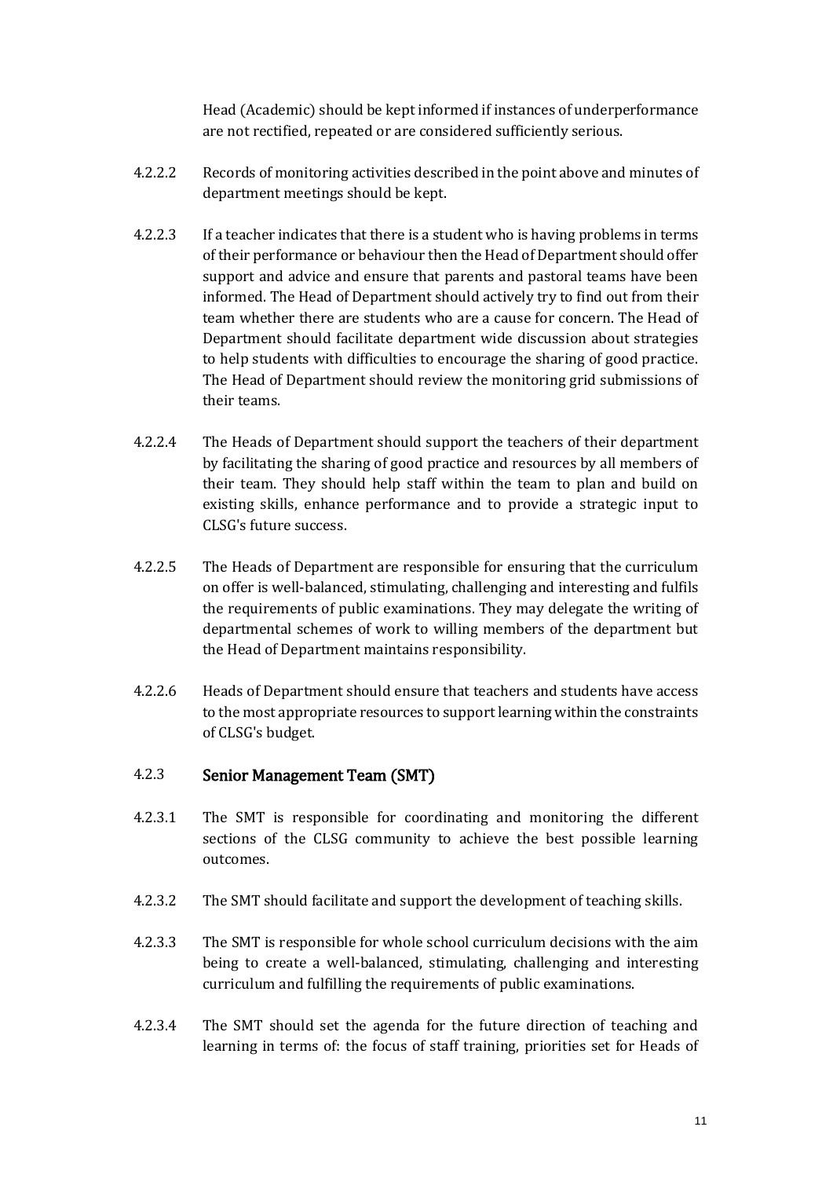Head (Academic) should be kept informed if instances of underperformance are not rectified, repeated or are considered sufficiently serious.

4.2.2.2 Records of monitoring activities described in the point above and minutes of department meetings should be kept.

4.2.2.3 If a teacher indicates that there is a student who is having problems in terms of their performance or behaviour then the Head of Department should offer support and advice and ensure that parents and pastoral teams have been informed. The Head of Department should actively try to find out from their team whether there are students who are a cause for concern. The Head of Department should facilitate department wide discussion about strategies to help students with difficulties to encourage the sharing of good practice. The Head of Department should review the monitoring grid submissions of their teams.

4.2.2.4 The Heads of Department should support the teachers of their department by facilitating the sharing of good practice and resources by all members of their team. They should help staff within the team to plan and build on existing skills, enhance performance and to provide a strategic input to CLSG's future success.

4.2.2.5 The Heads of Department are responsible for ensuring that the curriculum on offer is well-balanced, stimulating, challenging and interesting and fulfils the requirements of public examinations. They may delegate the writing of departmental schemes of work to willing members of the department but the Head of Department maintains responsibility.

4.2.2.6 Heads of Department should ensure that teachers and students have access to the most appropriate resources to support learning within the constraints of CLSG's budget.

### 4.2.3 Senior Management Team (SMT)

4.2.3.1 The SMT is responsible for coordinating and monitoring the different sections of the CLSG community to achieve the best possible learning outcomes.

4.2.3.2 The SMT should facilitate and support the development of teaching skills.

4.2.3.3 The SMT is responsible for whole school curriculum decisions with the aim being to create a well-balanced, stimulating, challenging and interesting curriculum and fulfilling the requirements of public examinations.

4.2.3.4 The SMT should set the agenda for the future direction of teaching and learning in terms of: the focus of staff training, priorities set for Heads of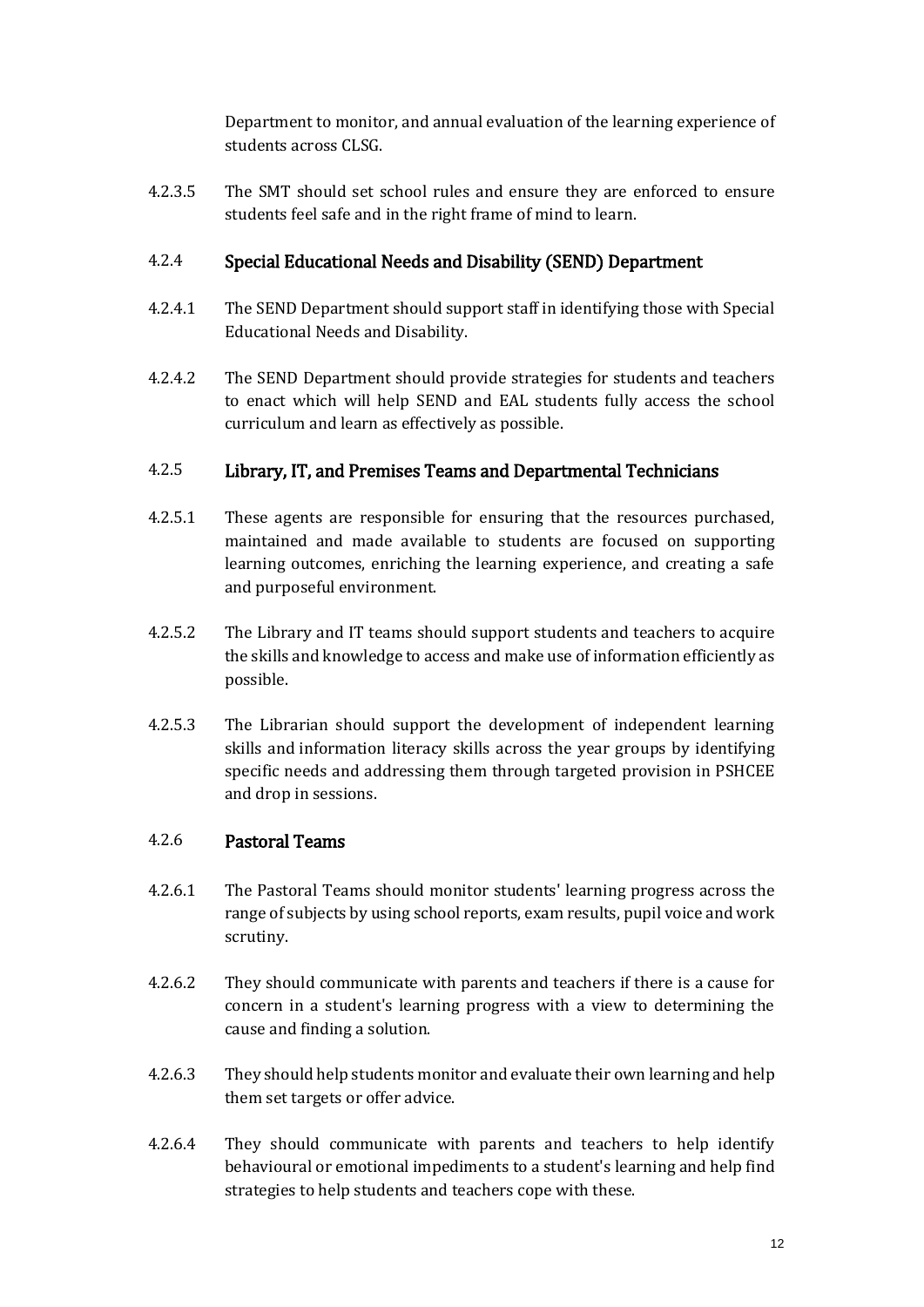Department to monitor, and annual evaluation of the learning experience of students across CLSG.

4.2.3.5 The SMT should set school rules and ensure they are enforced to ensure students feel safe and in the right frame of mind to learn.

### 4.2.4 Special Educational Needs and Disability (SEND) Department

4.2.4.1 The SEND Department should support staff in identifying those with Special Educational Needs and Disability.

4.2.4.2 The SEND Department should provide strategies for students and teachers to enact which will help SEND and EAL students fully access the school curriculum and learn as effectively as possible.

### 4.2.5 Library, IT, and Premises Teams and Departmental Technicians

4.2.5.1 These agents are responsible for ensuring that the resources purchased, maintained and made available to students are focused on supporting learning outcomes, enriching the learning experience, and creating a safe and purposeful environment.

4.2.5.2 The Library and IT teams should support students and teachers to acquire the skills and knowledge to access and make use of information efficiently as possible.

4.2.5.3 The Librarian should support the development of independent learning skills and information literacy skills across the year groups by identifying specific needs and addressing them through targeted provision in PSHCEE and drop in sessions.

### 4.2.6 Pastoral Teams

4.2.6.1 The Pastoral Teams should monitor students' learning progress across the range of subjects by using school reports, exam results, pupil voice and work scrutiny.

4.2.6.2 They should communicate with parents and teachers if there is a cause for concern in a student's learning progress with a view to determining the cause and finding a solution.

4.2.6.3 They should help students monitor and evaluate their own learning and help them set targets or offer advice.

4.2.6.4 They should communicate with parents and teachers to help identify behavioural or emotional impediments to a student's learning and help find strategies to help students and teachers cope with these.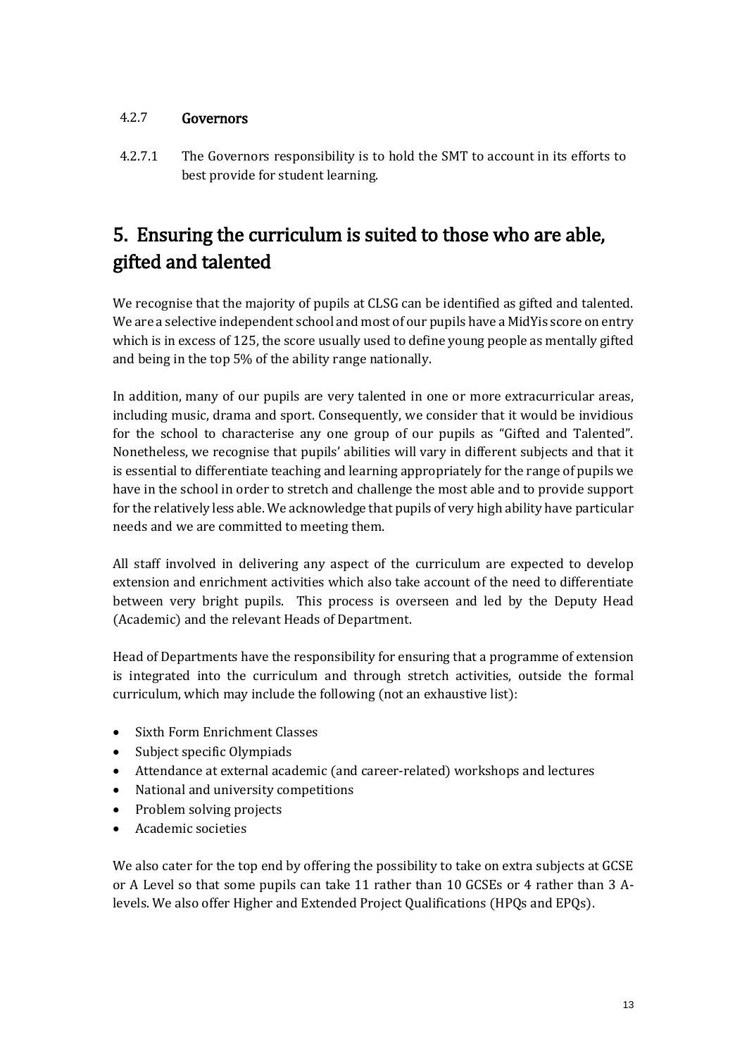### 4.2.7 Governors

4.2.7.1 The Governors responsibility is to hold the SMT to account in its efforts to best provide for student learning.

## 5. Ensuring the curriculum is suited to those who are able, gifted and talented

We recognise that the majority of pupils at CLSG can be identified as gifted and talented. We are a selective independent school and most of our pupils have a MidYis score on entry which is in excess of 125, the score usually used to define young people as mentally gifted and being in the top 5% of the ability range nationally.

In addition, many of our pupils are very talented in one or more extracurricular areas, including music, drama and sport. Consequently, we consider that it would be invidious for the school to characterise any one group of our pupils as "Gifted and Talented". Nonetheless, we recognise that pupils' abilities will vary in different subjects and that it is essential to differentiate teaching and learning appropriately for the range of pupils we have in the school in order to stretch and challenge the most able and to provide support for the relatively less able. We acknowledge that pupils of very high ability have particular needs and we are committed to meeting them.

All staff involved in delivering any aspect of the curriculum are expected to develop extension and enrichment activities which also take account of the need to differentiate between very bright pupils. This process is overseen and led by the Deputy Head (Academic) and the relevant Heads of Department.

Head of Departments have the responsibility for ensuring that a programme of extension is integrated into the curriculum and through stretch activities, outside the formal curriculum, which may include the following (not an exhaustive list):

- Sixth Form Enrichment Classes
- Subject specific Olympiads
- Attendance at external academic (and career-related) workshops and lectures
- National and university competitions
- Problem solving projects
- Academic societies

We also cater for the top end by offering the possibility to take on extra subjects at GCSE or A Level so that some pupils can take 11 rather than 10 GCSEs or 4 rather than 3 A-levels. We also offer Higher and Extended Project Qualifications (HPQs and EPQs).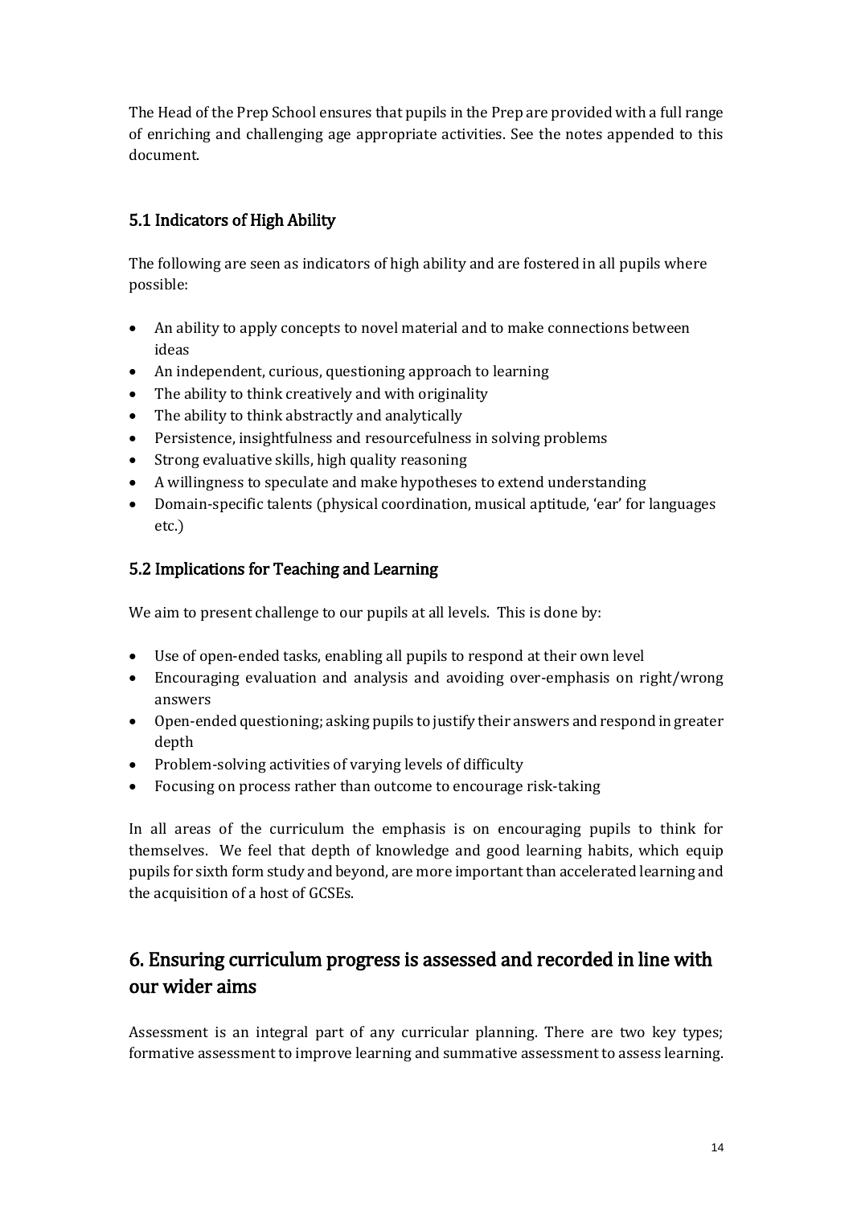The Head of the Prep School ensures that pupils in the Prep are provided with a full range of enriching and challenging age appropriate activities. See the notes appended to this document.

### 5.1 Indicators of High Ability

The following are seen as indicators of high ability and are fostered in all pupils where possible:

- An ability to apply concepts to novel material and to make connections between ideas
- An independent, curious, questioning approach to learning
- The ability to think creatively and with originality
- The ability to think abstractly and analytically
- Persistence, insightfulness and resourcefulness in solving problems
- Strong evaluative skills, high quality reasoning
- A willingness to speculate and make hypotheses to extend understanding
- Domain-specific talents (physical coordination, musical aptitude, 'ear' for languages etc.)

### 5.2 Implications for Teaching and Learning

We aim to present challenge to our pupils at all levels. This is done by:

- Use of open-ended tasks, enabling all pupils to respond at their own level
- Encouraging evaluation and analysis and avoiding over-emphasis on right/wrong answers
- Open-ended questioning; asking pupils to justify their answers and respond in greater depth
- Problem-solving activities of varying levels of difficulty
- Focusing on process rather than outcome to encourage risk-taking

In all areas of the curriculum the emphasis is on encouraging pupils to think for themselves. We feel that depth of knowledge and good learning habits, which equip pupils for sixth form study and beyond, are more important than accelerated learning and the acquisition of a host of GCSEs.

## 6. Ensuring curriculum progress is assessed and recorded in line with our wider aims

Assessment is an integral part of any curricular planning. There are two key types; formative assessment to improve learning and summative assessment to assess learning.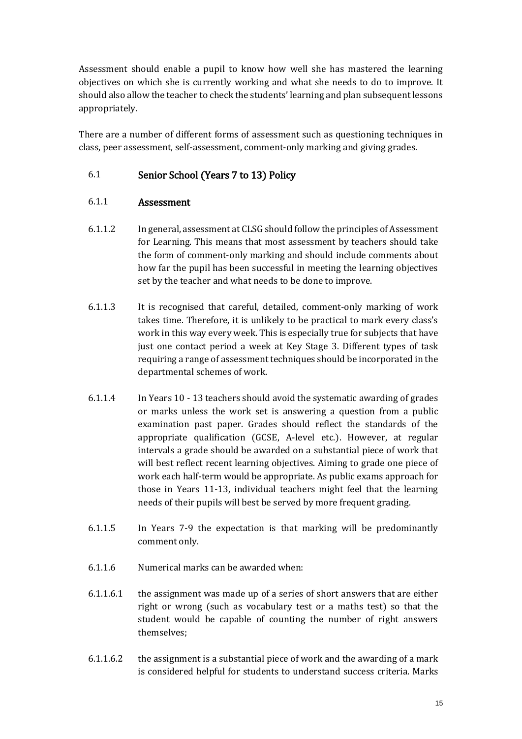Assessment should enable a pupil to know how well she has mastered the learning objectives on which she is currently working and what she needs to do to improve. It should also allow the teacher to check the students' learning and plan subsequent lessons appropriately.

There are a number of different forms of assessment such as questioning techniques in class, peer assessment, self-assessment, comment-only marking and giving grades.

### 6.1 Senior School (Years 7 to 13) Policy

#### 6.1.1 Assessment

6.1.1.2 In general, assessment at CLSG should follow the principles of Assessment for Learning. This means that most assessment by teachers should take the form of comment-only marking and should include comments about how far the pupil has been successful in meeting the learning objectives set by the teacher and what needs to be done to improve.

6.1.1.3 It is recognised that careful, detailed, comment-only marking of work takes time. Therefore, it is unlikely to be practical to mark every class's work in this way every week. This is especially true for subjects that have just one contact period a week at Key Stage 3. Different types of task requiring a range of assessment techniques should be incorporated in the departmental schemes of work.

6.1.1.4 In Years 10 - 13 teachers should avoid the systematic awarding of grades or marks unless the work set is answering a question from a public examination past paper. Grades should reflect the standards of the appropriate qualification (GCSE, A-level etc.). However, at regular intervals a grade should be awarded on a substantial piece of work that will best reflect recent learning objectives. Aiming to grade one piece of work each half-term would be appropriate. As public exams approach for those in Years 11-13, individual teachers might feel that the learning needs of their pupils will best be served by more frequent grading.

6.1.1.5 In Years 7-9 the expectation is that marking will be predominantly comment only.

6.1.1.6 Numerical marks can be awarded when:

6.1.1.6.1 the assignment was made up of a series of short answers that are either right or wrong (such as vocabulary test or a maths test) so that the student would be capable of counting the number of right answers themselves;

6.1.1.6.2 the assignment is a substantial piece of work and the awarding of a mark is considered helpful for students to understand success criteria. Marks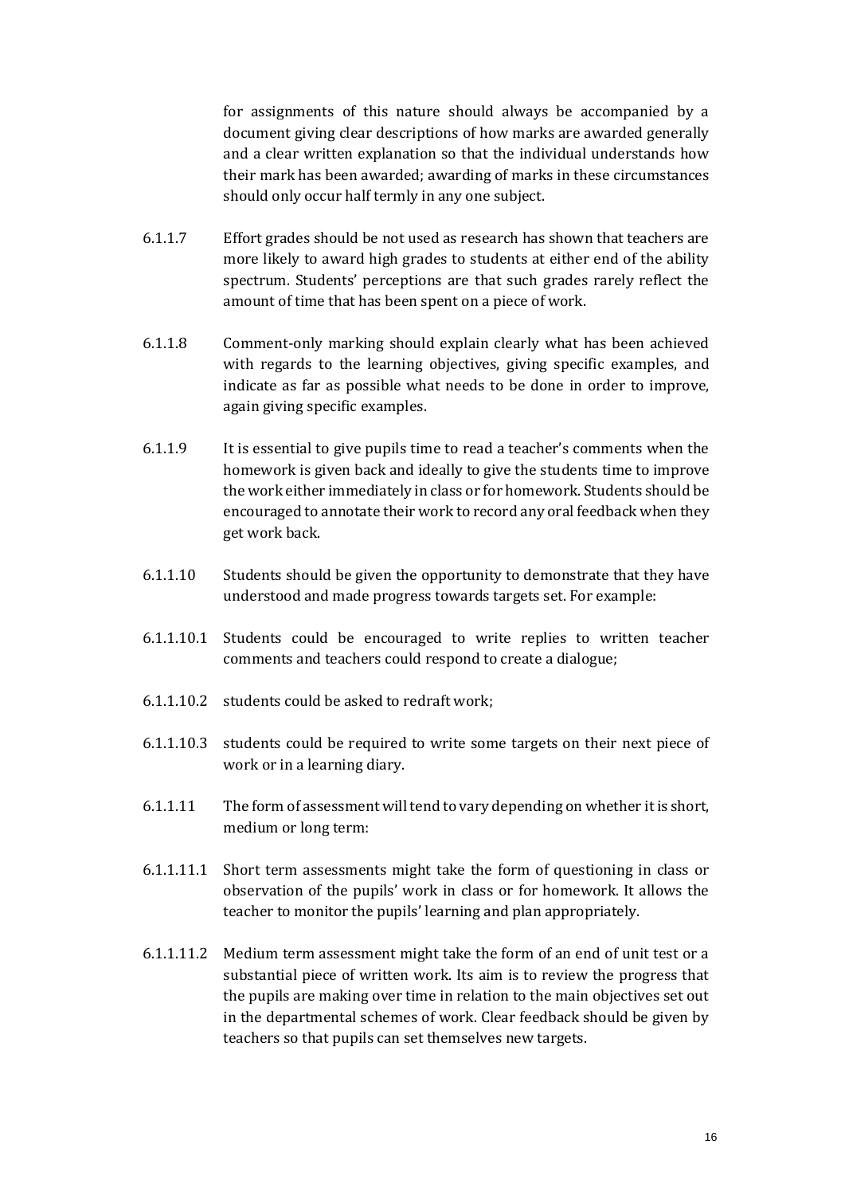for assignments of this nature should always be accompanied by a document giving clear descriptions of how marks are awarded generally and a clear written explanation so that the individual understands how their mark has been awarded; awarding of marks in these circumstances should only occur half termly in any one subject.

6.1.1.7 Effort grades should be not used as research has shown that teachers are more likely to award high grades to students at either end of the ability spectrum. Students' perceptions are that such grades rarely reflect the amount of time that has been spent on a piece of work.

6.1.1.8 Comment-only marking should explain clearly what has been achieved with regards to the learning objectives, giving specific examples, and indicate as far as possible what needs to be done in order to improve, again giving specific examples.

6.1.1.9 It is essential to give pupils time to read a teacher's comments when the homework is given back and ideally to give the students time to improve the work either immediately in class or for homework. Students should be encouraged to annotate their work to record any oral feedback when they get work back.

6.1.1.10 Students should be given the opportunity to demonstrate that they have understood and made progress towards targets set. For example:

6.1.1.10.1 Students could be encouraged to write replies to written teacher comments and teachers could respond to create a dialogue;

6.1.1.10.2 students could be asked to redraft work;

6.1.1.10.3 students could be required to write some targets on their next piece of work or in a learning diary.

6.1.1.11 The form of assessment will tend to vary depending on whether it is short, medium or long term:

6.1.1.11.1 Short term assessments might take the form of questioning in class or observation of the pupils' work in class or for homework. It allows the teacher to monitor the pupils' learning and plan appropriately.

6.1.1.11.2 Medium term assessment might take the form of an end of unit test or a substantial piece of written work. Its aim is to review the progress that the pupils are making over time in relation to the main objectives set out in the departmental schemes of work. Clear feedback should be given by teachers so that pupils can set themselves new targets.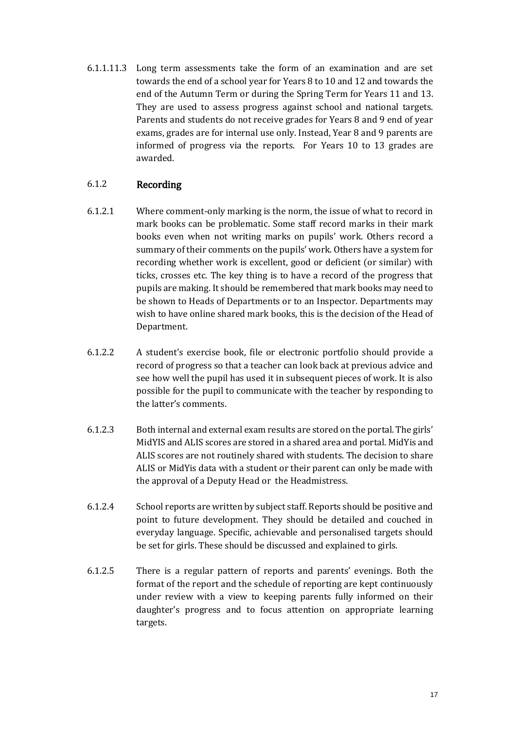6.1.1.11.3 Long term assessments take the form of an examination and are set towards the end of a school year for Years 8 to 10 and 12 and towards the end of the Autumn Term or during the Spring Term for Years 11 and 13. They are used to assess progress against school and national targets. Parents and students do not receive grades for Years 8 and 9 end of year exams, grades are for internal use only. Instead, Year 8 and 9 parents are informed of progress via the reports. For Years 10 to 13 grades are awarded.

### 6.1.2 Recording

6.1.2.1 Where comment-only marking is the norm, the issue of what to record in mark books can be problematic. Some staff record marks in their mark books even when not writing marks on pupils' work. Others record a summary of their comments on the pupils' work. Others have a system for recording whether work is excellent, good or deficient (or similar) with ticks, crosses etc. The key thing is to have a record of the progress that pupils are making. It should be remembered that mark books may need to be shown to Heads of Departments or to an Inspector. Departments may wish to have online shared mark books, this is the decision of the Head of Department.

6.1.2.2 A student's exercise book, file or electronic portfolio should provide a record of progress so that a teacher can look back at previous advice and see how well the pupil has used it in subsequent pieces of work. It is also possible for the pupil to communicate with the teacher by responding to the latter's comments.

6.1.2.3 Both internal and external exam results are stored on the portal. The girls' MidYIS and ALIS scores are stored in a shared area and portal. MidYis and ALIS scores are not routinely shared with students. The decision to share ALIS or MidYis data with a student or their parent can only be made with the approval of a Deputy Head or the Headmistress.

6.1.2.4 School reports are written by subject staff. Reports should be positive and point to future development. They should be detailed and couched in everyday language. Specific, achievable and personalised targets should be set for girls. These should be discussed and explained to girls.

6.1.2.5 There is a regular pattern of reports and parents' evenings. Both the format of the report and the schedule of reporting are kept continuously under review with a view to keeping parents fully informed on their daughter's progress and to focus attention on appropriate learning targets.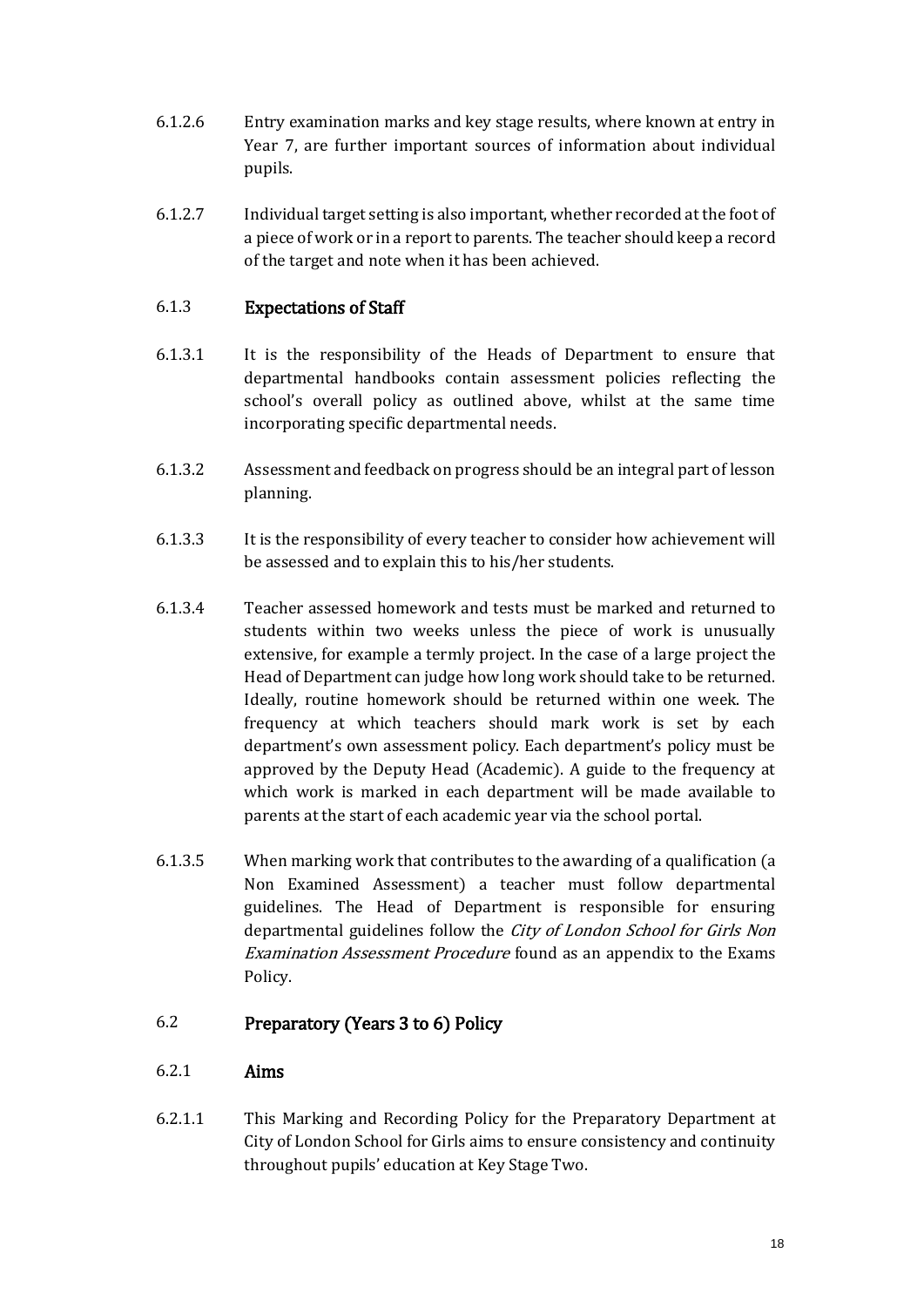6.1.2.6 Entry examination marks and key stage results, where known at entry in Year 7, are further important sources of information about individual pupils.

6.1.2.7 Individual target setting is also important, whether recorded at the foot of a piece of work or in a report to parents. The teacher should keep a record of the target and note when it has been achieved.

### 6.1.3 Expectations of Staff

6.1.3.1 It is the responsibility of the Heads of Department to ensure that departmental handbooks contain assessment policies reflecting the school's overall policy as outlined above, whilst at the same time incorporating specific departmental needs.

6.1.3.2 Assessment and feedback on progress should be an integral part of lesson planning.

6.1.3.3 It is the responsibility of every teacher to consider how achievement will be assessed and to explain this to his/her students.

6.1.3.4 Teacher assessed homework and tests must be marked and returned to students within two weeks unless the piece of work is unusually extensive, for example a termly project. In the case of a large project the Head of Department can judge how long work should take to be returned. Ideally, routine homework should be returned within one week. The frequency at which teachers should mark work is set by each department's own assessment policy. Each department's policy must be approved by the Deputy Head (Academic). A guide to the frequency at which work is marked in each department will be made available to parents at the start of each academic year via the school portal.

6.1.3.5 When marking work that contributes to the awarding of a qualification (a Non Examined Assessment) a teacher must follow departmental guidelines. The Head of Department is responsible for ensuring departmental guidelines follow the *City of London School for Girls Non Examination Assessment Procedure* found as an appendix to the Exams Policy.

## 6.2 Preparatory (Years 3 to 6) Policy

### 6.2.1 Aims

6.2.1.1 This Marking and Recording Policy for the Preparatory Department at City of London School for Girls aims to ensure consistency and continuity throughout pupils' education at Key Stage Two.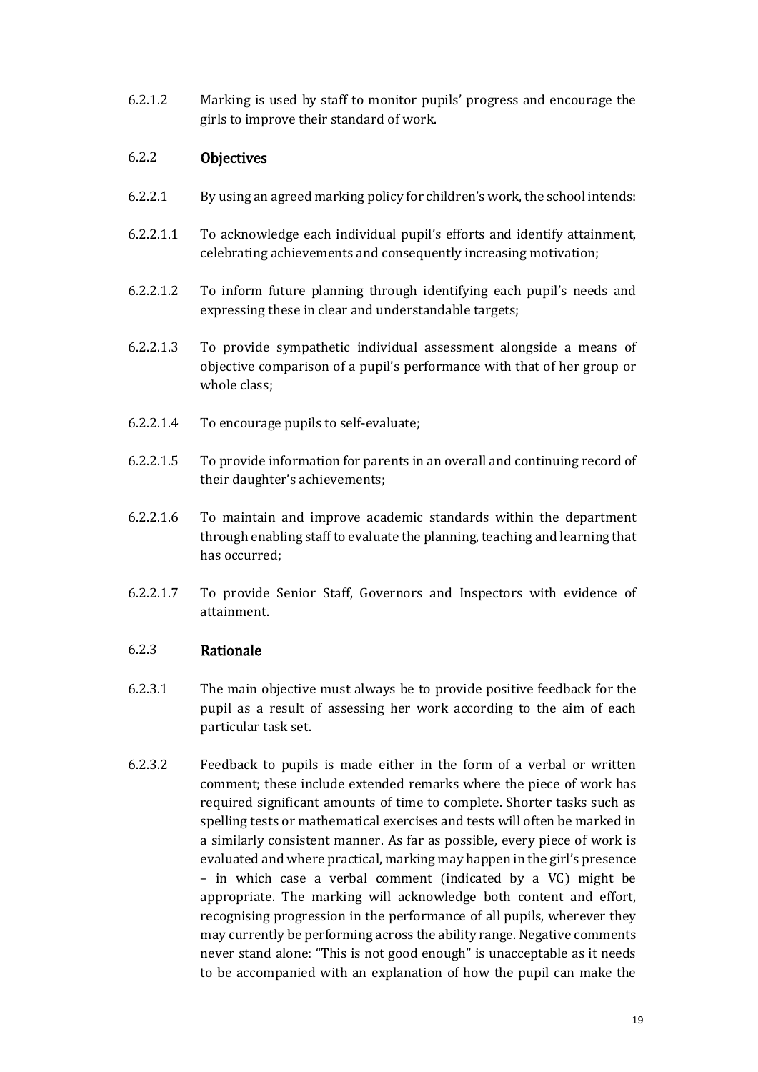6.2.1.2 Marking is used by staff to monitor pupils' progress and encourage the girls to improve their standard of work.

### 6.2.2 Objectives

6.2.2.1 By using an agreed marking policy for children's work, the school intends:

6.2.2.1.1 To acknowledge each individual pupil's efforts and identify attainment, celebrating achievements and consequently increasing motivation;

6.2.2.1.2 To inform future planning through identifying each pupil's needs and expressing these in clear and understandable targets;

6.2.2.1.3 To provide sympathetic individual assessment alongside a means of objective comparison of a pupil's performance with that of her group or whole class;

6.2.2.1.4 To encourage pupils to self-evaluate;

6.2.2.1.5 To provide information for parents in an overall and continuing record of their daughter's achievements;

6.2.2.1.6 To maintain and improve academic standards within the department through enabling staff to evaluate the planning, teaching and learning that has occurred;

6.2.2.1.7 To provide Senior Staff, Governors and Inspectors with evidence of attainment.

### 6.2.3 Rationale

6.2.3.1 The main objective must always be to provide positive feedback for the pupil as a result of assessing her work according to the aim of each particular task set.

6.2.3.2 Feedback to pupils is made either in the form of a verbal or written comment; these include extended remarks where the piece of work has required significant amounts of time to complete. Shorter tasks such as spelling tests or mathematical exercises and tests will often be marked in a similarly consistent manner. As far as possible, every piece of work is evaluated and where practical, marking may happen in the girl's presence – in which case a verbal comment (indicated by a VC) might be appropriate. The marking will acknowledge both content and effort, recognising progression in the performance of all pupils, wherever they may currently be performing across the ability range. Negative comments never stand alone: "This is not good enough" is unacceptable as it needs to be accompanied with an explanation of how the pupil can make the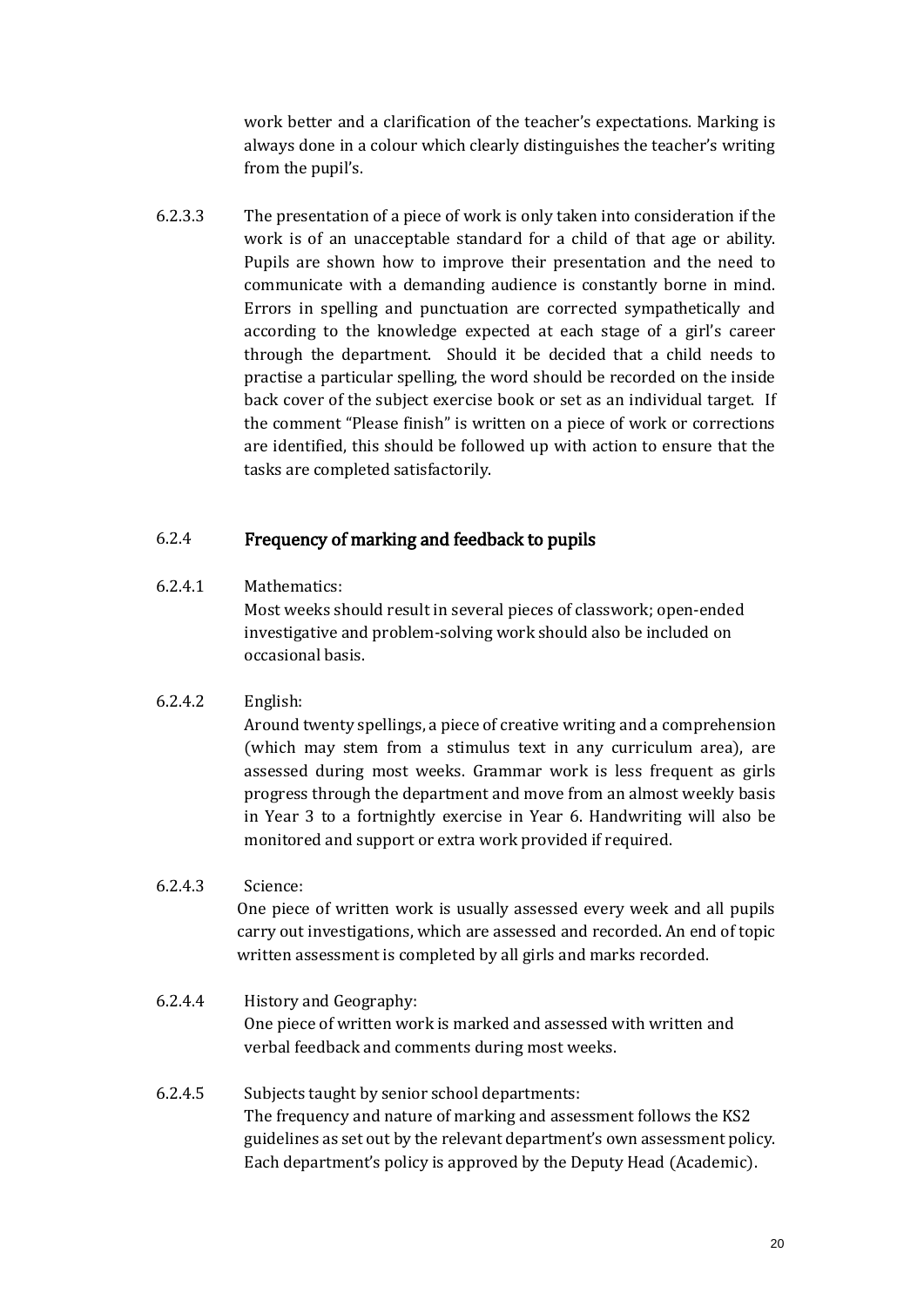work better and a clarification of the teacher's expectations. Marking is always done in a colour which clearly distinguishes the teacher's writing from the pupil's.

6.2.3.3 The presentation of a piece of work is only taken into consideration if the work is of an unacceptable standard for a child of that age or ability. Pupils are shown how to improve their presentation and the need to communicate with a demanding audience is constantly borne in mind. Errors in spelling and punctuation are corrected sympathetically and according to the knowledge expected at each stage of a girl's career through the department. Should it be decided that a child needs to practise a particular spelling, the word should be recorded on the inside back cover of the subject exercise book or set as an individual target. If the comment "Please finish" is written on a piece of work or corrections are identified, this should be followed up with action to ensure that the tasks are completed satisfactorily.

### 6.2.4 Frequency of marking and feedback to pupils

6.2.4.1 Mathematics:
Most weeks should result in several pieces of classwork; open-ended investigative and problem-solving work should also be included on occasional basis.

6.2.4.2 English:
Around twenty spellings, a piece of creative writing and a comprehension (which may stem from a stimulus text in any curriculum area), are assessed during most weeks. Grammar work is less frequent as girls progress through the department and move from an almost weekly basis in Year 3 to a fortnightly exercise in Year 6. Handwriting will also be monitored and support or extra work provided if required.

6.2.4.3 Science:
One piece of written work is usually assessed every week and all pupils carry out investigations, which are assessed and recorded. An end of topic written assessment is completed by all girls and marks recorded.

6.2.4.4 History and Geography:
One piece of written work is marked and assessed with written and verbal feedback and comments during most weeks.

6.2.4.5 Subjects taught by senior school departments:
The frequency and nature of marking and assessment follows the KS2 guidelines as set out by the relevant department's own assessment policy. Each department's policy is approved by the Deputy Head (Academic).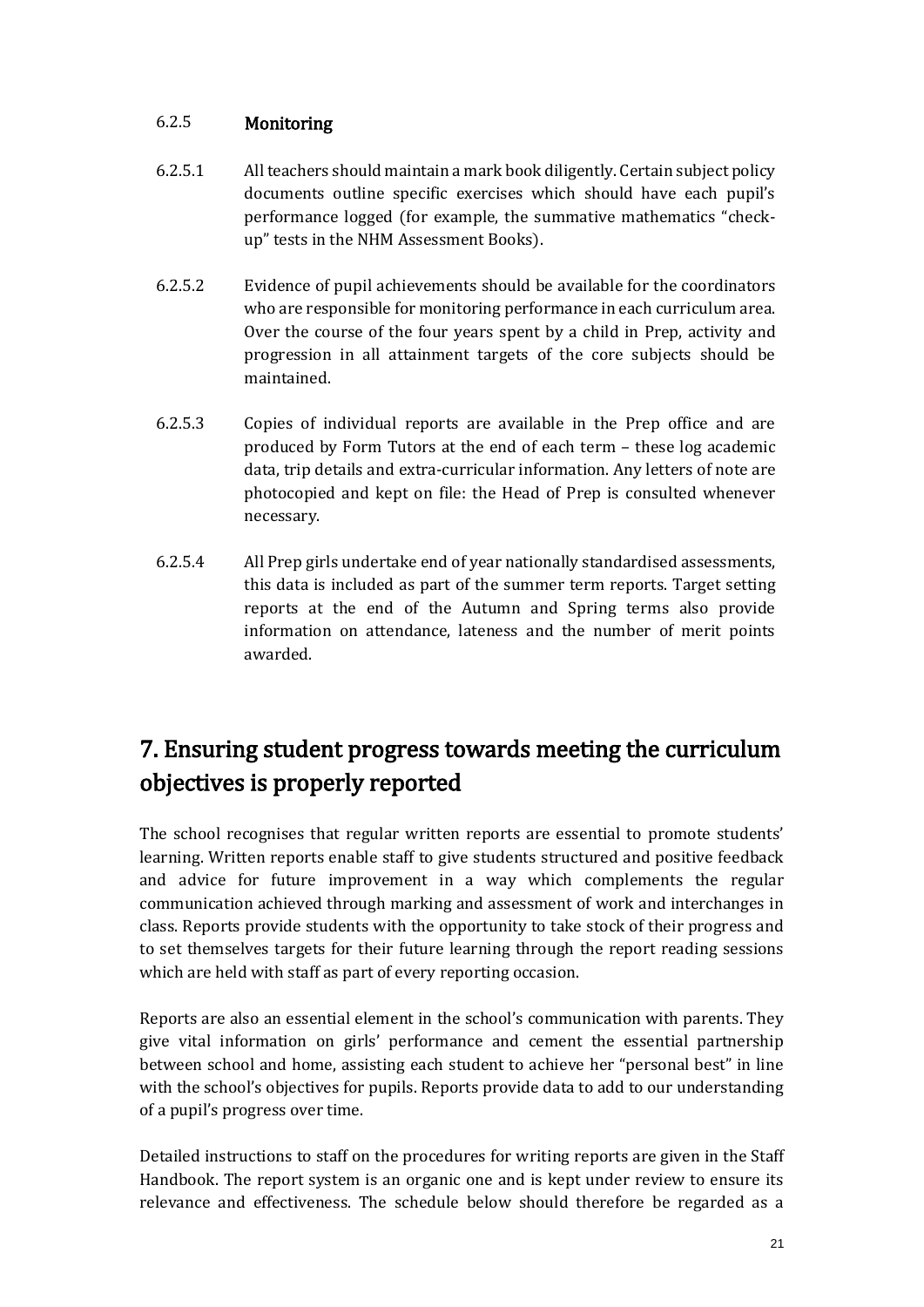#### 6.2.5 Monitoring

6.2.5.1 All teachers should maintain a mark book diligently. Certain subject policy documents outline specific exercises which should have each pupil's performance logged (for example, the summative mathematics "check-up" tests in the NHM Assessment Books).

6.2.5.2 Evidence of pupil achievements should be available for the coordinators who are responsible for monitoring performance in each curriculum area. Over the course of the four years spent by a child in Prep, activity and progression in all attainment targets of the core subjects should be maintained.

6.2.5.3 Copies of individual reports are available in the Prep office and are produced by Form Tutors at the end of each term – these log academic data, trip details and extra-curricular information. Any letters of note are photocopied and kept on file: the Head of Prep is consulted whenever necessary.

6.2.5.4 All Prep girls undertake end of year nationally standardised assessments, this data is included as part of the summer term reports. Target setting reports at the end of the Autumn and Spring terms also provide information on attendance, lateness and the number of merit points awarded.

# 7. Ensuring student progress towards meeting the curriculum objectives is properly reported

The school recognises that regular written reports are essential to promote students' learning. Written reports enable staff to give students structured and positive feedback and advice for future improvement in a way which complements the regular communication achieved through marking and assessment of work and interchanges in class. Reports provide students with the opportunity to take stock of their progress and to set themselves targets for their future learning through the report reading sessions which are held with staff as part of every reporting occasion.

Reports are also an essential element in the school's communication with parents. They give vital information on girls' performance and cement the essential partnership between school and home, assisting each student to achieve her "personal best" in line with the school's objectives for pupils. Reports provide data to add to our understanding of a pupil's progress over time.

Detailed instructions to staff on the procedures for writing reports are given in the Staff Handbook. The report system is an organic one and is kept under review to ensure its relevance and effectiveness. The schedule below should therefore be regarded as a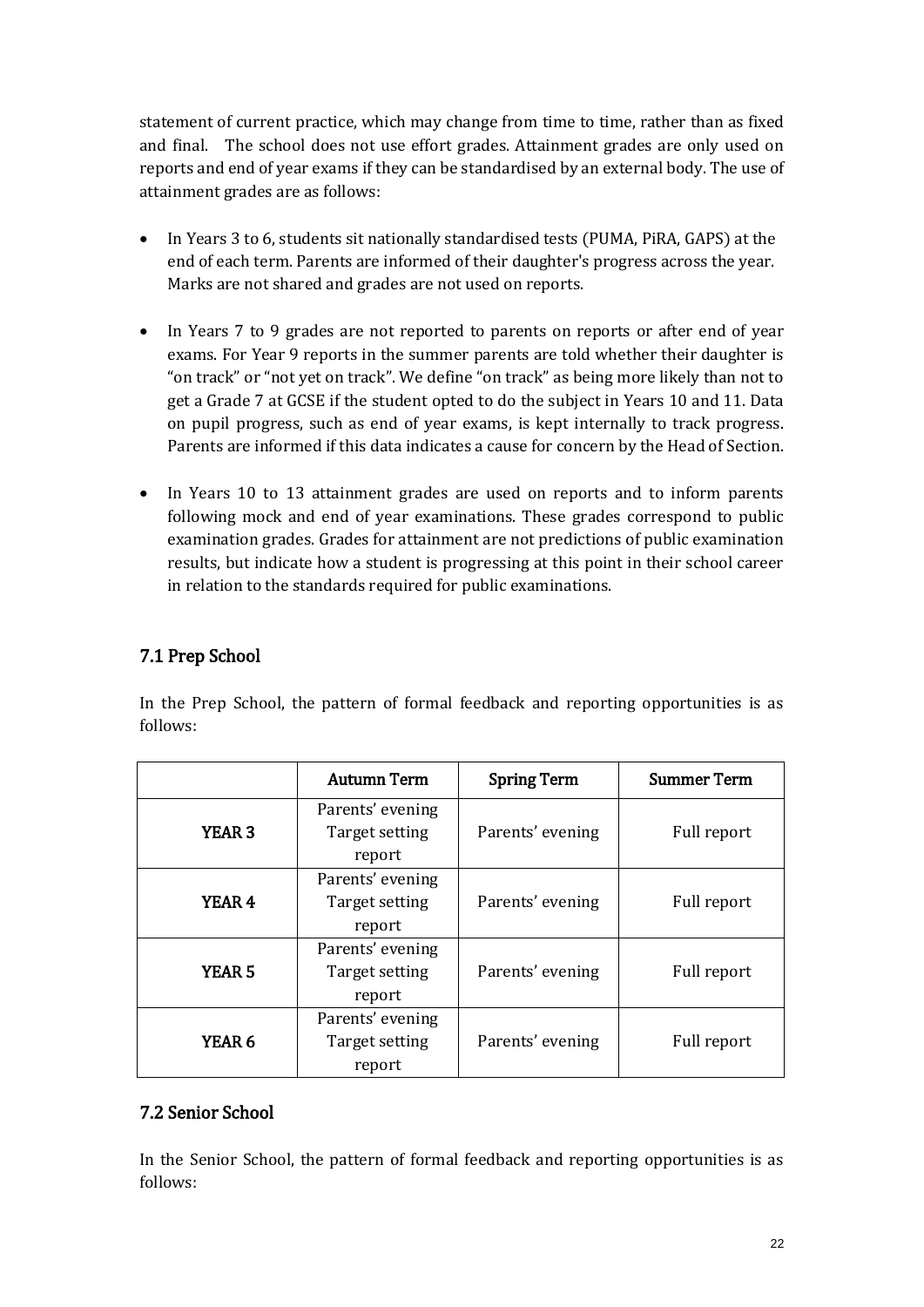statement of current practice, which may change from time to time, rather than as fixed and final. The school does not use effort grades. Attainment grades are only used on reports and end of year exams if they can be standardised by an external body. The use of attainment grades are as follows:

- In Years 3 to 6, students sit nationally standardised tests (PUMA, PiRA, GAPS) at the end of each term. Parents are informed of their daughter's progress across the year. Marks are not shared and grades are not used on reports.

- In Years 7 to 9 grades are not reported to parents on reports or after end of year exams. For Year 9 reports in the summer parents are told whether their daughter is "on track" or "not yet on track". We define "on track" as being more likely than not to get a Grade 7 at GCSE if the student opted to do the subject in Years 10 and 11. Data on pupil progress, such as end of year exams, is kept internally to track progress. Parents are informed if this data indicates a cause for concern by the Head of Section.

- In Years 10 to 13 attainment grades are used on reports and to inform parents following mock and end of year examinations. These grades correspond to public examination grades. Grades for attainment are not predictions of public examination results, but indicate how a student is progressing at this point in their school career in relation to the standards required for public examinations.

## 7.1 Prep School

In the Prep School, the pattern of formal feedback and reporting opportunities is as follows:

| | Autumn Term | Spring Term | Summer Term |
|---|---|---|---|
| YEAR 3 | Parents' evening<br>Target setting report | Parents' evening | Full report |
| YEAR 4 | Parents' evening<br>Target setting report | Parents' evening | Full report |
| YEAR 5 | Parents' evening<br>Target setting report | Parents' evening | Full report |
| YEAR 6 | Parents' evening<br>Target setting report | Parents' evening | Full report |

## 7.2 Senior School

In the Senior School, the pattern of formal feedback and reporting opportunities is as follows: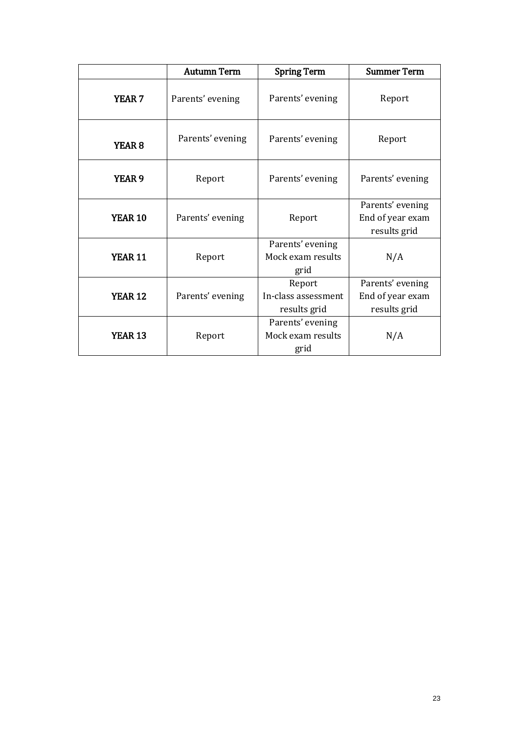| | Autumn Term | Spring Term | Summer Term |
|---|---|---|---|
| YEAR 7 | Parents' evening | Parents' evening | Report |
| YEAR 8 | Parents' evening | Parents' evening | Report |
| YEAR 9 | Report | Parents' evening | Parents' evening |
| YEAR 10 | Parents' evening | Report | Parents' evening<br>End of year exam results grid |
| YEAR 11 | Report | Parents' evening<br>Mock exam results grid | N/A |
| YEAR 12 | Parents' evening | Report<br>In-class assessment results grid | Parents' evening<br>End of year exam results grid |
| YEAR 13 | Report | Parents' evening<br>Mock exam results grid | N/A |